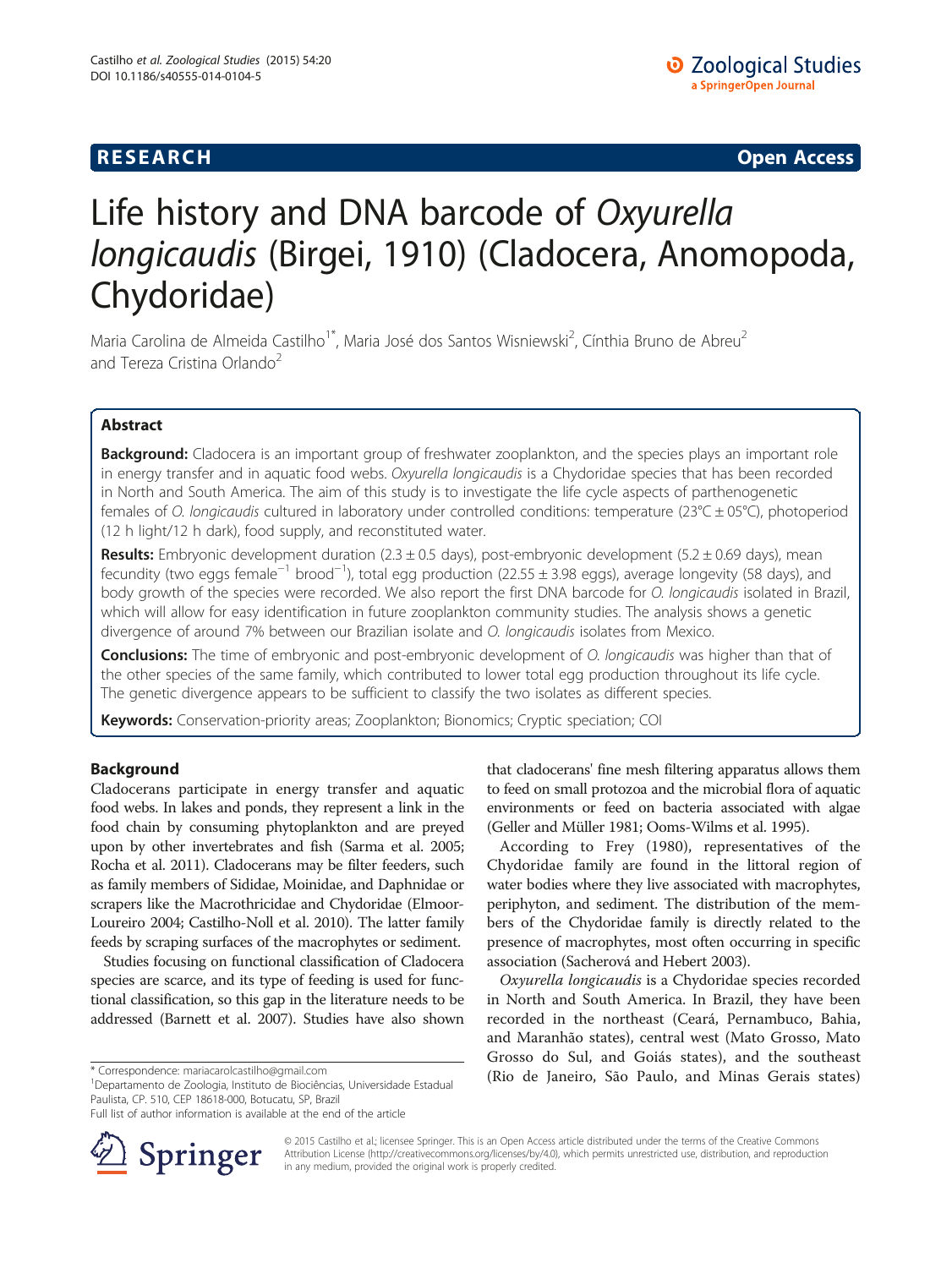**RESEARCH** **Open Access**

# Life history and DNA barcode of *Oxyurella longicaudis* (Birgei, 1910) (Cladocera, Anomopoda, Chydoridae)

Maria Carolina de Almeida Castilho[1*], Maria José dos Santos Wisniewski[2], Cínthia Bruno de Abreu[2] and Tereza Cristina Orlando[2]

## Abstract

**Background:** Cladocera is an important group of freshwater zooplankton, and the species plays an important role in energy transfer and in aquatic food webs. *Oxyurella longicaudis* is a Chydoridae species that has been recorded in North and South America. The aim of this study is to investigate the life cycle aspects of parthenogenetic females of *O. longicaudis* cultured in laboratory under controlled conditions: temperature (23°C ± 05°C), photoperiod (12 h light/12 h dark), food supply, and reconstituted water.

**Results:** Embryonic development duration (2.3 ± 0.5 days), post-embryonic development (5.2 ± 0.69 days), mean fecundity (two eggs female$^{-1}$ brood$^{-1}$), total egg production (22.55 ± 3.98 eggs), average longevity (58 days), and body growth of the species were recorded. We also report the first DNA barcode for *O. longicaudis* isolated in Brazil, which will allow for easy identification in future zooplankton community studies. The analysis shows a genetic divergence of around 7% between our Brazilian isolate and *O. longicaudis* isolates from Mexico.

**Conclusions:** The time of embryonic and post-embryonic development of *O. longicaudis* was higher than that of the other species of the same family, which contributed to lower total egg production throughout its life cycle. The genetic divergence appears to be sufficient to classify the two isolates as different species.

**Keywords:** Conservation-priority areas; Zooplankton; Bionomics; Cryptic speciation; COI

## Background

Cladocerans participate in energy transfer and aquatic food webs. In lakes and ponds, they represent a link in the food chain by consuming phytoplankton and are preyed upon by other invertebrates and fish (Sarma et al. 2005; Rocha et al. 2011). Cladocerans may be filter feeders, such as family members of Sididae, Moinidae, and Daphnidae or scrapers like the Macrothricidae and Chydoridae (Elmoor-Loureiro 2004; Castilho-Noll et al. 2010). The latter family feeds by scraping surfaces of the macrophytes or sediment.

Studies focusing on functional classification of Cladocera species are scarce, and its type of feeding is used for functional classification, so this gap in the literature needs to be addressed (Barnett et al. 2007). Studies have also shown that cladocerans' fine mesh filtering apparatus allows them to feed on small protozoa and the microbial flora of aquatic environments or feed on bacteria associated with algae (Geller and Müller 1981; Ooms-Wilms et al. 1995).

According to Frey (1980), representatives of the Chydoridae family are found in the littoral region of water bodies where they live associated with macrophytes, periphyton, and sediment. The distribution of the members of the Chydoridae family is directly related to the presence of macrophytes, most often occurring in specific association (Sacherová and Hebert 2003).

*Oxyurella longicaudis* is a Chydoridae species recorded in North and South America. In Brazil, they have been recorded in the northeast (Ceará, Pernambuco, Bahia, and Maranhão states), central west (Mato Grosso, Mato Grosso do Sul, and Goiás states), and the southeast (Rio de Janeiro, São Paulo, and Minas Gerais states)

\* Correspondence: mariacarolcastilho@gmail.com
[1]Departamento de Zoologia, Instituto de Biociências, Universidade Estadual Paulista, CP. 510, CEP 18618-000, Botucatu, SP, Brazil
Full list of author information is available at the end of the article

© 2015 Castilho et al.; licensee Springer. This is an Open Access article distributed under the terms of the Creative Commons Attribution License (http://creativecommons.org/licenses/by/4.0), which permits unrestricted use, distribution, and reproduction in any medium, provided the original work is properly credited.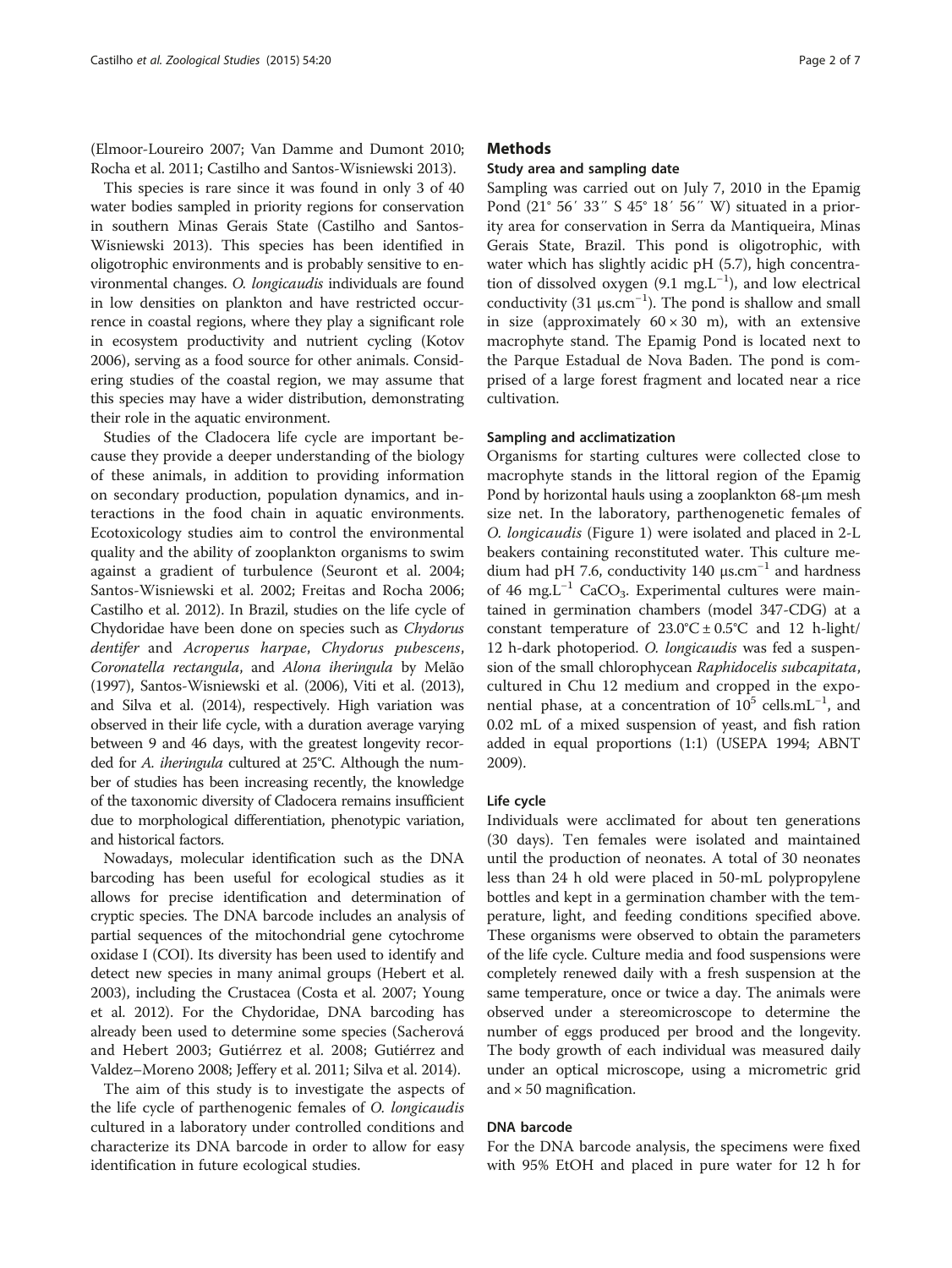(Elmoor-Loureiro 2007; Van Damme and Dumont 2010; Rocha et al. 2011; Castilho and Santos-Wisniewski 2013).

This species is rare since it was found in only 3 of 40 water bodies sampled in priority regions for conservation in southern Minas Gerais State (Castilho and Santos-Wisniewski 2013). This species has been identified in oligotrophic environments and is probably sensitive to environmental changes. *O. longicaudis* individuals are found in low densities on plankton and have restricted occurrence in coastal regions, where they play a significant role in ecosystem productivity and nutrient cycling (Kotov 2006), serving as a food source for other animals. Considering studies of the coastal region, we may assume that this species may have a wider distribution, demonstrating their role in the aquatic environment.

Studies of the Cladocera life cycle are important because they provide a deeper understanding of the biology of these animals, in addition to providing information on secondary production, population dynamics, and interactions in the food chain in aquatic environments. Ecotoxicology studies aim to control the environmental quality and the ability of zooplankton organisms to swim against a gradient of turbulence (Seuront et al. 2004; Santos-Wisniewski et al. 2002; Freitas and Rocha 2006; Castilho et al. 2012). In Brazil, studies on the life cycle of Chydoridae have been done on species such as *Chydorus dentifer* and *Acroperus harpae*, *Chydorus pubescens*, *Coronatella rectangula*, and *Alona iheringula* by Melão (1997), Santos-Wisniewski et al. (2006), Viti et al. (2013), and Silva et al. (2014), respectively. High variation was observed in their life cycle, with a duration average varying between 9 and 46 days, with the greatest longevity recorded for *A. iheringula* cultured at 25°C. Although the number of studies has been increasing recently, the knowledge of the taxonomic diversity of Cladocera remains insufficient due to morphological differentiation, phenotypic variation, and historical factors.

Nowadays, molecular identification such as the DNA barcoding has been useful for ecological studies as it allows for precise identification and determination of cryptic species. The DNA barcode includes an analysis of partial sequences of the mitochondrial gene cytochrome oxidase I (COI). Its diversity has been used to identify and detect new species in many animal groups (Hebert et al. 2003), including the Crustacea (Costa et al. 2007; Young et al. 2012). For the Chydoridae, DNA barcoding has already been used to determine some species (Sacherová and Hebert 2003; Gutiérrez et al. 2008; Gutiérrez and Valdez–Moreno 2008; Jeffery et al. 2011; Silva et al. 2014).

The aim of this study is to investigate the aspects of the life cycle of parthenogenic females of *O. longicaudis* cultured in a laboratory under controlled conditions and characterize its DNA barcode in order to allow for easy identification in future ecological studies.

## Methods

### Study area and sampling date

Sampling was carried out on July 7, 2010 in the Epamig Pond (21° 56′ 33″ S 45° 18′ 56″ W) situated in a priority area for conservation in Serra da Mantiqueira, Minas Gerais State, Brazil. This pond is oligotrophic, with water which has slightly acidic pH (5.7), high concentration of dissolved oxygen (9.1 $mg.L^{-1}$), and low electrical conductivity (31 $\mu s.cm^{-1}$). The pond is shallow and small in size (approximately $60 \times 30$ m), with an extensive macrophyte stand. The Epamig Pond is located next to the Parque Estadual de Nova Baden. The pond is comprised of a large forest fragment and located near a rice cultivation.

### Sampling and acclimatization

Organisms for starting cultures were collected close to macrophyte stands in the littoral region of the Epamig Pond by horizontal hauls using a zooplankton 68-μm mesh size net. In the laboratory, parthenogenetic females of *O. longicaudis* (Figure 1) were isolated and placed in 2-L beakers containing reconstituted water. This culture medium had pH 7.6, conductivity 140 $\mu s.cm^{-1}$ and hardness of 46 $mg.L^{-1}$ $CaCO_3$. Experimental cultures were maintained in germination chambers (model 347-CDG) at a constant temperature of $23.0°C \pm 0.5°C$ and 12 h-light/12 h-dark photoperiod. *O. longicaudis* was fed a suspension of the small chlorophycean *Raphidocelis subcapitata*, cultured in Chu 12 medium and cropped in the exponential phase, at a concentration of $10^5$ $cells.mL^{-1}$, and 0.02 mL of a mixed suspension of yeast, and fish ration added in equal proportions (1:1) (USEPA 1994; ABNT 2009).

### Life cycle

Individuals were acclimated for about ten generations (30 days). Ten females were isolated and maintained until the production of neonates. A total of 30 neonates less than 24 h old were placed in 50-mL polypropylene bottles and kept in a germination chamber with the temperature, light, and feeding conditions specified above. These organisms were observed to obtain the parameters of the life cycle. Culture media and food suspensions were completely renewed daily with a fresh suspension at the same temperature, once or twice a day. The animals were observed under a stereomicroscope to determine the number of eggs produced per brood and the longevity. The body growth of each individual was measured daily under an optical microscope, using a micrometric grid and $\times 50$ magnification.

### DNA barcode

For the DNA barcode analysis, the specimens were fixed with 95% EtOH and placed in pure water for 12 h for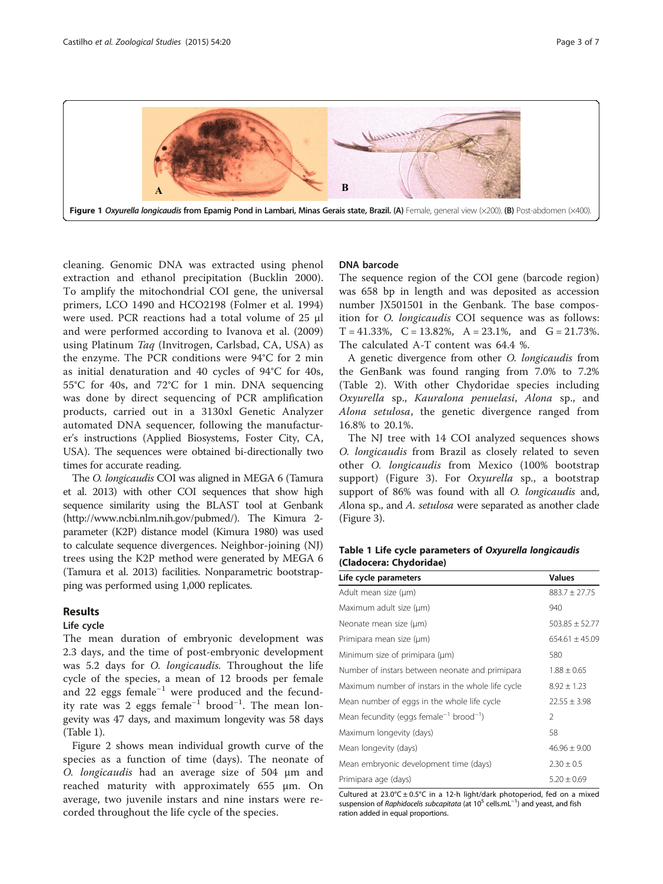Figure 1 *Oxyurella longicaudis* from Epamig Pond in Lambari, Minas Gerais state, Brazil. (A) Female, general view (×200). (B) Post-abdomen (×400).

cleaning. Genomic DNA was extracted using phenol extraction and ethanol precipitation (Bucklin 2000). To amplify the mitochondrial COI gene, the universal primers, LCO 1490 and HCO2198 (Folmer et al. 1994) were used. PCR reactions had a total volume of 25 µl and were performed according to Ivanova et al. (2009) using Platinum *Taq* (Invitrogen, Carlsbad, CA, USA) as the enzyme. The PCR conditions were 94°C for 2 min as initial denaturation and 40 cycles of 94°C for 40s, 55°C for 40s, and 72°C for 1 min. DNA sequencing was done by direct sequencing of PCR amplification products, carried out in a 3130xl Genetic Analyzer automated DNA sequencer, following the manufacturer's instructions (Applied Biosystems, Foster City, CA, USA). The sequences were obtained bi-directionally two times for accurate reading.

The *O. longicaudis* COI was aligned in MEGA 6 (Tamura et al. 2013) with other COI sequences that show high sequence similarity using the BLAST tool at Genbank (http://www.ncbi.nlm.nih.gov/pubmed/). The Kimura 2-parameter (K2P) distance model (Kimura 1980) was used to calculate sequence divergences. Neighbor-joining (NJ) trees using the K2P method were generated by MEGA 6 (Tamura et al. 2013) facilities. Nonparametric bootstrapping was performed using 1,000 replicates.

## Results

### Life cycle

The mean duration of embryonic development was 2.3 days, and the time of post-embryonic development was 5.2 days for *O. longicaudis.* Throughout the life cycle of the species, a mean of 12 broods per female and 22 eggs female$^{-1}$ were produced and the fecundity rate was 2 eggs female$^{-1}$ brood$^{-1}$. The mean longevity was 47 days, and maximum longevity was 58 days (Table 1).

Figure 2 shows mean individual growth curve of the species as a function of time (days). The neonate of *O. longicaudis* had an average size of 504 µm and reached maturity with approximately 655 µm. On average, two juvenile instars and nine instars were recorded throughout the life cycle of the species.

### DNA barcode

The sequence region of the COI gene (barcode region) was 658 bp in length and was deposited as accession number JX501501 in the Genbank. The base composition for *O. longicaudis* COI sequence was as follows: T = 41.33%, C = 13.82%, A = 23.1%, and G = 21.73%. The calculated A-T content was 64.4 %.

A genetic divergence from other *O. longicaudis* from the GenBank was found ranging from 7.0% to 7.2% (Table 2). With other Chydoridae species including *Oxyurella* sp., *Kauralona penuelasi*, *Alona* sp., and *Alona setulosa*, the genetic divergence ranged from 16.8% to 20.1%.

The NJ tree with 14 COI analyzed sequences shows *O. longicaudis* from Brazil as closely related to seven other *O. longicaudis* from Mexico (100% bootstrap support) (Figure 3). For *Oxyurella* sp., a bootstrap support of 86% was found with all *O. longicaudis* and, *Alona* sp., and *A. setulosa* were separated as another clade (Figure 3).

**Table 1 Life cycle parameters of *Oxyurella longicaudis* (Cladocera: Chydoridae)**

| Life cycle parameters | Values |
|---|---|
| Adult mean size (µm) | 883.7 ± 27.75 |
| Maximum adult size (µm) | 940 |
| Neonate mean size (µm) | 503.85 ± 52.77 |
| Primipara mean size (µm) | 654.61 ± 45.09 |
| Minimum size of primipara (µm) | 580 |
| Number of instars between neonate and primipara | 1.88 ± 0.65 |
| Maximum number of instars in the whole life cycle | 8.92 ± 1.23 |
| Mean number of eggs in the whole life cycle | 22.55 ± 3.98 |
| Mean fecundity (eggs female$^{-1}$ brood$^{-1}$) | 2 |
| Maximum longevity (days) | 58 |
| Mean longevity (days) | 46.96 ± 9.00 |
| Mean embryonic development time (days) | 2.30 ± 0.5 |
| Primipara age (days) | 5.20 ± 0.69 |

Cultured at 23.0°C ± 0.5°C in a 12-h light/dark photoperiod, fed on a mixed suspension of *Raphidocelis subcapitata* (at $10^5$ cells.mL$^{-1}$) and yeast, and fish ration added in equal proportions.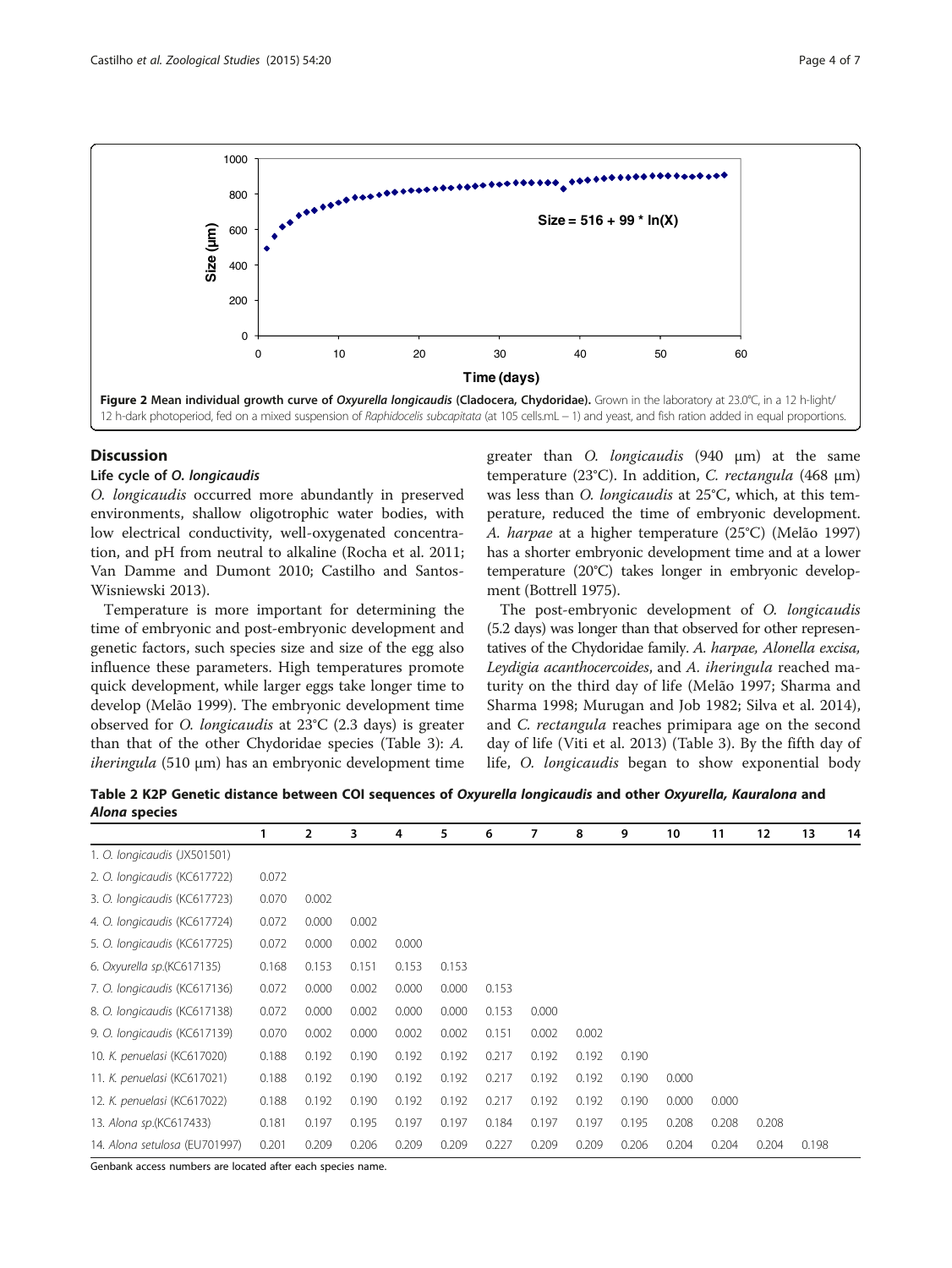**Figure 2 Mean individual growth curve of *Oxyurella longicaudis* (Cladocera, Chydoridae).** Grown in the laboratory at 23.0°C, in a 12 h-light/12 h-dark photoperiod, fed on a mixed suspension of *Raphidocelis subcapitata* (at 105 cells.mL − 1) and yeast, and fish ration added in equal proportions.

## Discussion

### Life cycle of *O. longicaudis*

*O. longicaudis* occurred more abundantly in preserved environments, shallow oligotrophic water bodies, with low electrical conductivity, well-oxygenated concentration, and pH from neutral to alkaline (Rocha et al. 2011; Van Damme and Dumont 2010; Castilho and Santos-Wisniewski 2013).

Temperature is more important for determining the time of embryonic and post-embryonic development and genetic factors, such species size and size of the egg also influence these parameters. High temperatures promote quick development, while larger eggs take longer time to develop (Melão 1999). The embryonic development time observed for *O. longicaudis* at 23°C (2.3 days) is greater than that of the other Chydoridae species (Table 3): *A. iheringula* (510 μm) has an embryonic development time greater than *O. longicaudis* (940 μm) at the same temperature (23°C). In addition, *C. rectangula* (468 μm) was less than *O. longicaudis* at 25°C, which, at this temperature, reduced the time of embryonic development. *A. harpae* at a higher temperature (25°C) (Melão 1997) has a shorter embryonic development time and at a lower temperature (20°C) takes longer in embryonic development (Bottrell 1975).

The post-embryonic development of *O. longicaudis* (5.2 days) was longer than that observed for other representatives of the Chydoridae family. *A. harpae, Alonella excisa, Leydigia acanthocercoides*, and *A. iheringula* reached maturity on the third day of life (Melão 1997; Sharma and Sharma 1998; Murugan and Job 1982; Silva et al. 2014), and *C. rectangula* reaches primipara age on the second day of life (Viti et al. 2013) (Table 3). By the fifth day of life, *O. longicaudis* began to show exponential body

**Table 2 K2P Genetic distance between COI sequences of *Oxyurella longicaudis* and other *Oxyurella, Kauralona* and *Alona* species**

| | 1 | 2 | 3 | 4 | 5 | 6 | 7 | 8 | 9 | 10 | 11 | 12 | 13 | 14 |
|---|---|---|---|---|---|---|---|---|---|---|---|---|---|---|
| 1. *O. longicaudis* (JX501501) | | | | | | | | | | | | | | |
| 2. *O. longicaudis* (KC617722) | 0.072 | | | | | | | | | | | | | |
| 3. *O. longicaudis* (KC617723) | 0.070 | 0.002 | | | | | | | | | | | | |
| 4. *O. longicaudis* (KC617724) | 0.072 | 0.000 | 0.002 | | | | | | | | | | | |
| 5. *O. longicaudis* (KC617725) | 0.072 | 0.000 | 0.002 | 0.000 | | | | | | | | | | |
| 6. *Oxyurella sp.*(KC617135) | 0.168 | 0.153 | 0.151 | 0.153 | 0.153 | | | | | | | | | |
| 7. *O. longicaudis* (KC617136) | 0.072 | 0.000 | 0.002 | 0.000 | 0.000 | 0.153 | | | | | | | | |
| 8. *O. longicaudis* (KC617138) | 0.072 | 0.000 | 0.002 | 0.000 | 0.000 | 0.153 | 0.000 | | | | | | | |
| 9. *O. longicaudis* (KC617139) | 0.070 | 0.002 | 0.000 | 0.002 | 0.002 | 0.151 | 0.002 | 0.002 | | | | | | |
| 10. *K. penuelasi* (KC617020) | 0.188 | 0.192 | 0.190 | 0.192 | 0.192 | 0.217 | 0.192 | 0.192 | 0.190 | | | | | |
| 11. *K. penuelasi* (KC617021) | 0.188 | 0.192 | 0.190 | 0.192 | 0.192 | 0.217 | 0.192 | 0.192 | 0.190 | 0.000 | | | | |
| 12. *K. penuelasi* (KC617022) | 0.188 | 0.192 | 0.190 | 0.192 | 0.192 | 0.217 | 0.192 | 0.192 | 0.190 | 0.000 | 0.000 | | | |
| 13. *Alona sp.*(KC617433) | 0.181 | 0.197 | 0.195 | 0.197 | 0.197 | 0.184 | 0.197 | 0.197 | 0.195 | 0.208 | 0.208 | 0.208 | | |
| 14. *Alona setulosa* (EU701997) | 0.201 | 0.209 | 0.206 | 0.209 | 0.209 | 0.227 | 0.209 | 0.209 | 0.206 | 0.204 | 0.204 | 0.204 | 0.198 | |

Genbank access numbers are located after each species name.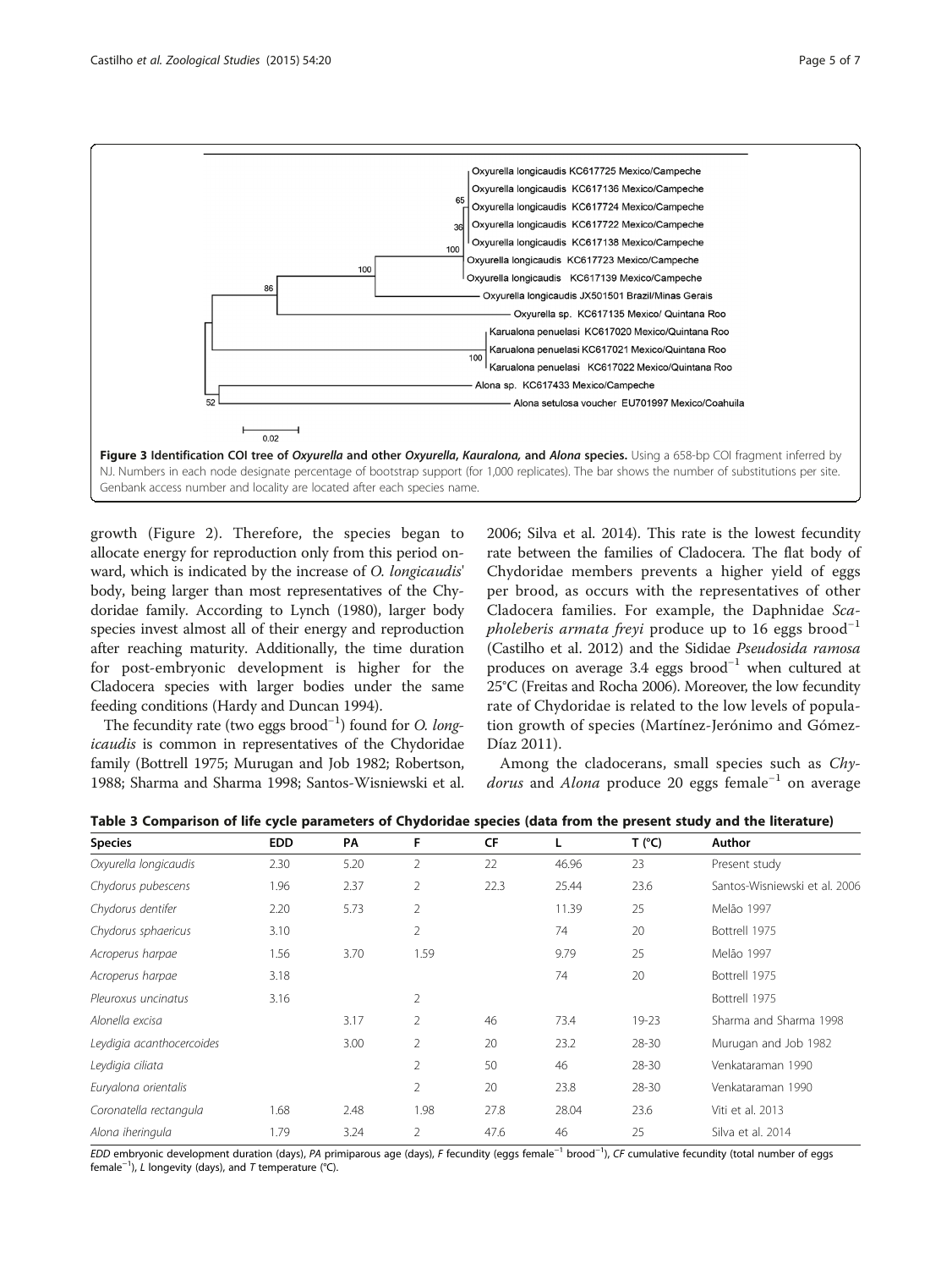Figure 3 Identification COI tree of *Oxyurella* and other *Oxyurella*, *Kauralona,* and *Alona* species. Using a 658-bp COI fragment inferred by NJ. Numbers in each node designate percentage of bootstrap support (for 1,000 replicates). The bar shows the number of substitutions per site. Genbank access number and locality are located after each species name.

growth (Figure 2). Therefore, the species began to allocate energy for reproduction only from this period onward, which is indicated by the increase of *O. longicaudis*' body, being larger than most representatives of the Chydoridae family. According to Lynch (1980), larger body species invest almost all of their energy and reproduction after reaching maturity. Additionally, the time duration for post-embryonic development is higher for the Cladocera species with larger bodies under the same feeding conditions (Hardy and Duncan 1994).

The fecundity rate (two eggs brood$^{-1}$) found for *O. longicaudis* is common in representatives of the Chydoridae family (Bottrell 1975; Murugan and Job 1982; Robertson, 1988; Sharma and Sharma 1998; Santos-Wisniewski et al. 2006; Silva et al. 2014). This rate is the lowest fecundity rate between the families of Cladocera. The flat body of Chydoridae members prevents a higher yield of eggs per brood, as occurs with the representatives of other Cladocera families. For example, the Daphnidae *Scapholeberis armata freyi* produce up to 16 eggs brood$^{-1}$ (Castilho et al. 2012) and the Sididae *Pseudosida ramosa* produces on average 3.4 eggs brood$^{-1}$ when cultured at 25°C (Freitas and Rocha 2006). Moreover, the low fecundity rate of Chydoridae is related to the low levels of population growth of species (Martínez-Jerónimo and Gómez-Díaz 2011).

Among the cladocerans, small species such as *Chydorus* and *Alona* produce 20 eggs female$^{-1}$ on average

**Table 3 Comparison of life cycle parameters of Chydoridae species (data from the present study and the literature)**

| Species | EDD | PA | F | CF | L | T (°C) | Author |
|---|---|---|---|---|---|---|---|
| *Oxyurella longicaudis* | 2.30 | 5.20 | 2 | 22 | 46.96 | 23 | Present study |
| *Chydorus pubescens* | 1.96 | 2.37 | 2 | 22.3 | 25.44 | 23.6 | Santos-Wisniewski et al. 2006 |
| *Chydorus dentifer* | 2.20 | 5.73 | 2 | | 11.39 | 25 | Melão 1997 |
| *Chydorus sphaericus* | 3.10 | | 2 | | 74 | 20 | Bottrell 1975 |
| *Acroperus harpae* | 1.56 | 3.70 | 1.59 | | 9.79 | 25 | Melão 1997 |
| *Acroperus harpae* | 3.18 | | | | 74 | 20 | Bottrell 1975 |
| *Pleuroxus uncinatus* | 3.16 | | 2 | | | | Bottrell 1975 |
| *Alonella excisa* | | 3.17 | 2 | 46 | 73.4 | 19-23 | Sharma and Sharma 1998 |
| *Leydigia acanthocercoides* | | 3.00 | 2 | 20 | 23.2 | 28-30 | Murugan and Job 1982 |
| *Leydigia ciliata* | | | 2 | 50 | 46 | 28-30 | Venkataraman 1990 |
| *Euryalona orientalis* | | | 2 | 20 | 23.8 | 28-30 | Venkataraman 1990 |
| *Coronatella rectangula* | 1.68 | 2.48 | 1.98 | 27.8 | 28.04 | 23.6 | Viti et al. 2013 |
| *Alona iheringula* | 1.79 | 3.24 | 2 | 47.6 | 46 | 25 | Silva et al. 2014 |

*EDD* embryonic development duration (days), *PA* primiparous age (days), *F* fecundity (eggs female$^{-1}$ brood$^{-1}$), *CF* cumulative fecundity (total number of eggs female$^{-1}$), *L* longevity (days), and *T* temperature (°C).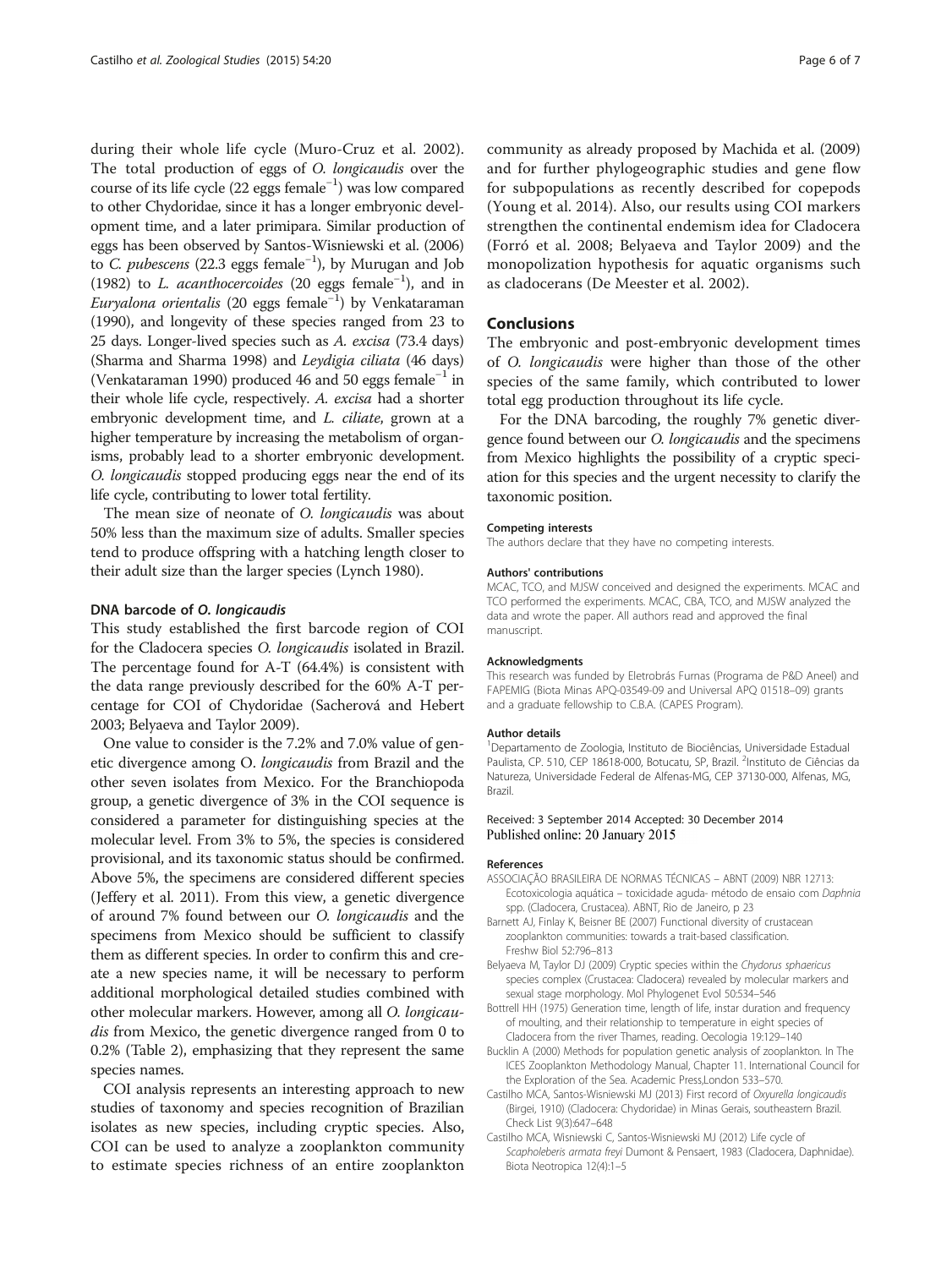during their whole life cycle (Muro-Cruz et al. 2002). The total production of eggs of *O. longicaudis* over the course of its life cycle (22 eggs female$^{-1}$) was low compared to other Chydoridae, since it has a longer embryonic development time, and a later primipara. Similar production of eggs has been observed by Santos-Wisniewski et al. (2006) to *C. pubescens* (22.3 eggs female$^{-1}$), by Murugan and Job (1982) to *L. acanthocercoides* (20 eggs female$^{-1}$), and in *Euryalona orientalis* (20 eggs female$^{-1}$) by Venkataraman (1990), and longevity of these species ranged from 23 to 25 days. Longer-lived species such as *A. excisa* (73.4 days) (Sharma and Sharma 1998) and *Leydigia ciliata* (46 days) (Venkataraman 1990) produced 46 and 50 eggs female$^{-1}$ in their whole life cycle, respectively. *A. excisa* had a shorter embryonic development time, and *L. ciliate*, grown at a higher temperature by increasing the metabolism of organisms, probably lead to a shorter embryonic development. *O. longicaudis* stopped producing eggs near the end of its life cycle, contributing to lower total fertility.

The mean size of neonate of *O. longicaudis* was about 50% less than the maximum size of adults. Smaller species tend to produce offspring with a hatching length closer to their adult size than the larger species (Lynch 1980).

#### DNA barcode of *O. longicaudis*

This study established the first barcode region of COI for the Cladocera species *O. longicaudis* isolated in Brazil. The percentage found for A-T (64.4%) is consistent with the data range previously described for the 60% A-T percentage for COI of Chydoridae (Sacherová and Hebert 2003; Belyaeva and Taylor 2009).

One value to consider is the 7.2% and 7.0% value of genetic divergence among O. *longicaudis* from Brazil and the other seven isolates from Mexico. For the Branchiopoda group, a genetic divergence of 3% in the COI sequence is considered a parameter for distinguishing species at the molecular level. From 3% to 5%, the species is considered provisional, and its taxonomic status should be confirmed. Above 5%, the specimens are considered different species (Jeffery et al. 2011). From this view, a genetic divergence of around 7% found between our *O. longicaudis* and the specimens from Mexico should be sufficient to classify them as different species. In order to confirm this and create a new species name, it will be necessary to perform additional morphological detailed studies combined with other molecular markers. However, among all *O. longicaudis* from Mexico, the genetic divergence ranged from 0 to 0.2% (Table 2), emphasizing that they represent the same species names.

COI analysis represents an interesting approach to new studies of taxonomy and species recognition of Brazilian isolates as new species, including cryptic species. Also, COI can be used to analyze a zooplankton community to estimate species richness of an entire zooplankton community as already proposed by Machida et al. (2009) and for further phylogeographic studies and gene flow for subpopulations as recently described for copepods (Young et al. 2014). Also, our results using COI markers strengthen the continental endemism idea for Cladocera (Forró et al. 2008; Belyaeva and Taylor 2009) and the monopolization hypothesis for aquatic organisms such as cladocerans (De Meester et al. 2002).

## Conclusions

The embryonic and post-embryonic development times of *O. longicaudis* were higher than those of the other species of the same family, which contributed to lower total egg production throughout its life cycle.

For the DNA barcoding, the roughly 7% genetic divergence found between our *O. longicaudis* and the specimens from Mexico highlights the possibility of a cryptic speciation for this species and the urgent necessity to clarify the taxonomic position.

#### Competing interests

The authors declare that they have no competing interests.

#### Authors' contributions

MCAC, TCO, and MJSW conceived and designed the experiments. MCAC and TCO performed the experiments. MCAC, CBA, TCO, and MJSW analyzed the data and wrote the paper. All authors read and approved the final manuscript.

#### Acknowledgments

This research was funded by Eletrobrás Furnas (Programa de P&D Aneel) and FAPEMIG (Biota Minas APQ-03549-09 and Universal APQ 01518–09) grants and a graduate fellowship to C.B.A. (CAPES Program).

#### Author details

[1]Departamento de Zoologia, Instituto de Biociências, Universidade Estadual Paulista, CP. 510, CEP 18618-000, Botucatu, SP, Brazil. [2]Instituto de Ciências da Natureza, Universidade Federal de Alfenas-MG, CEP 37130-000, Alfenas, MG, Brazil.

Received: 3 September 2014 Accepted: 30 December 2014
Published online: 20 January 2015

#### References

- ASSOCIAÇÃO BRASILEIRA DE NORMAS TÉCNICAS – ABNT (2009) NBR 12713: Ecotoxicologia aquática – toxicidade aguda- método de ensaio com *Daphnia* spp. (Cladocera, Crustacea). ABNT, Rio de Janeiro, p 23
- Barnett AJ, Finlay K, Beisner BE (2007) Functional diversity of crustacean zooplankton communities: towards a trait-based classification. Freshw Biol 52:796–813
- Belyaeva M, Taylor DJ (2009) Cryptic species within the *Chydorus sphaericus* species complex (Crustacea: Cladocera) revealed by molecular markers and sexual stage morphology. Mol Phylogenet Evol 50:534–546
- Bottrell HH (1975) Generation time, length of life, instar duration and frequency of moulting, and their relationship to temperature in eight species of Cladocera from the river Thames, reading. Oecologia 19:129–140
- Bucklin A (2000) Methods for population genetic analysis of zooplankton. In The ICES Zooplankton Methodology Manual, Chapter 11. International Council for the Exploration of the Sea. Academic Press,London 533–570.
- Castilho MCA, Santos-Wisniewski MJ (2013) First record of *Oxyurella longicaudis* (Birgei, 1910) (Cladocera: Chydoridae) in Minas Gerais, southeastern Brazil. Check List 9(3):647–648
- Castilho MCA, Wisniewski C, Santos-Wisniewski MJ (2012) Life cycle of *Scapholeberis armata freyi* Dumont & Pensaert, 1983 (Cladocera, Daphnidae). Biota Neotropica 12(4):1–5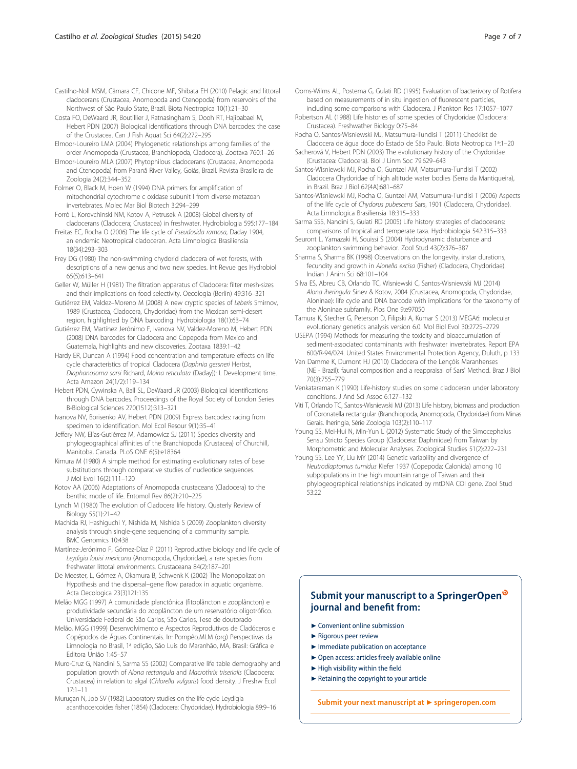Castilho-Noll MSM, Câmara CF, Chicone MF, Shibata EH (2010) Pelagic and littoral cladocerans (Crustacea, Anomopoda and Ctenopoda) from reservoirs of the Northwest of São Paulo State, Brazil. Biota Neotropica 10(1):21–30

Costa FO, DeWaard JR, Boutillier J, Ratnasingham S, Dooh RT, Hajibabaei M, Hebert PDN (2007) Biological identifications through DNA barcodes: the case of the Crustacea. Can J Fish Aquat Sci 64(2):272–295

Elmoor-Loureiro LMA (2004) Phylogenetic relationships among families of the order Anomopoda (Crustacea, Branchiopoda, Cladocera). Zootaxa 760:1–26

Elmoor-Loureiro MLA (2007) Phytophilous cladocerans (Crustacea, Anomopoda and Ctenopoda) from Paranã River Valley, Goiás, Brazil. Revista Brasileira de Zoologia 24(2):344–352

Folmer O, Black M, Hoen W (1994) DNA primers for amplification of mitochondrial cytochrome c oxidase subunit I from diverse metazoan invertebrates. Molec Mar Biol Biotech 3:294–299

Forró L, Korovchinski NM, Kotov A, Petrusek A (2008) Global diversity of cladocerans (Cladocera; Crustacea) in freshwater. Hydrobiologia 595:177–184

Freitas EC, Rocha O (2006) The life cycle of *Pseudosida ramosa*, Daday 1904, an endemic Neotropical cladoceran. Acta Limnologica Brasiliensia 18(34):293–303

Frey DG (1980) The non-swimming chydorid cladocera of wet forests, with descriptions of a new genus and two new species. Int Revue ges Hydrobiol 65(5):613–641

Geller W, Müller H (1981) The filtration apparatus of Cladocera: filter mesh-sizes and their implications on food selectivity. Oecologia (Berlin) 49:316–321

Gutiérrez EM, Valdez–Moreno M (2008) A new cryptic species of *Leberis* Smirnov, 1989 (Crustacea, Cladocera, Chydoridae) from the Mexican semi-desert region, highlighted by DNA barcoding. Hydrobiologia 18(1):63–74

Gutiérrez EM, Martínez Jerónimo F, Ivanova NV, Valdez-Moreno M, Hebert PDN (2008) DNA barcodes for Cladocera and Copepoda from Mexico and Guatemala, highlights and new discoveries. Zootaxa 1839:1–42

Hardy ER, Duncan A (1994) Food concentration and temperature effects on life cycle characteristics of tropical Cladocera (*Daphnia gessneri* Herbst, *Diaphanosoma sarsi* Richard, *Moina reticulata* (Daday)): I. Development time. Acta Amazon 24(1/2):119–134

Hebert PDN, Cywinska A, Ball SL, DeWaard JR (2003) Biological identifications through DNA barcodes. Proceedings of the Royal Society of London Series B-Biological Sciences 270(1512):313–321

Ivanova NV, Borisenko AV, Hebert PDN (2009) Express barcodes: racing from specimen to identification. Mol Ecol Resour 9(1):35–41

Jeffery NW, Elías-Gutiérrez M, Adamowicz SJ (2011) Species diversity and phylogeographical affinities of the Branchiopoda (Crustacea) of Churchill, Manitoba, Canada. PLoS ONE 6(5):e18364

Kimura M (1980) A simple method for estimating evolutionary rates of base substitutions through comparative studies of nucleotide sequences. J Mol Evol 16(2):111–120

Kotov AA (2006) Adaptations of Anomopoda crustaceans (Cladocera) to the benthic mode of life. Entomol Rev 86(2):210–225

Lynch M (1980) The evolution of Cladocera life history. Quaterly Review of Biology 55(1):21–42

Machida RJ, Hashiguchi Y, Nishida M, Nishida S (2009) Zooplankton diversity analysis through single-gene sequencing of a community sample. BMC Genomics 10:438

Martínez-Jerónimo F, Gómez-Díaz P (2011) Reproductive biology and life cycle of *Leydigia louisi mexicana* (Anomopoda, Chydoridae), a rare species from freshwater littotal environments. Crustaceana 84(2):187–201

De Meester, L, Gómez, A, Okamura B, Schwenk K (2002) The Monopolization Hypothesis and the dispersal–gene flow paradox in aquatic organisms. Acta Oecologica 23(3)121:135

Melão MGG (1997) A comunidade planctônica (fitoplâncton e zooplâncton) e produtividade secundária do zooplâncton de um reservatório oligotrófico. Universidade Federal de São Carlos, São Carlos, Tese de doutorado

Melão, MGG (1999) Desenvolvimento e Aspectos Reprodutivos de Cladóceros e Copépodos de Águas Continentais. In: Pompêo.MLM (org) Perspectivas da Limnologia no Brasil, 1ª edição, São Luís do Maranhão, MA, Brasil: Gráfica e Editora União 1:45–57

Muro-Cruz G, Nandini S, Sarma SS (2002) Comparative life table demography and population growth of *Alona rectangula* and *Macrothrix triserialis* (Cladocera: Crustacea) in relation to algal (*Chlorella vulgaris*) food density. J Freshw Ecol 17:1–11

Murugan N, Job SV (1982) Laboratory studies on the life cycle Leydigia acanthocercoides fisher (1854) (Cladocera: Chydoridae). Hydrobiologia 89:9–16

Ooms-Wilms AL, Postema G, Gulati RD (1995) Evaluation of bacterivory of Rotifera based on measurements of in situ ingestion of fluorescent particles, including some comparisons with Cladocera. J Plankton Res 17:1057–1077

Robertson AL (1988) Life histories of some species of Chydoridae (Cladocera: Crustacea). Freshwather Biology 0:75–84

Rocha O, Santos-Wisniewski MJ, Matsumura-Tundisi T (2011) Checklist de Cladocera de água doce do Estado de São Paulo. Biota Neotropica 1ª:1–20

Sacherová V, Hebert PDN (2003) The evolutionary history of the Chydoridae (Crustacea: Cladocera). Biol J Linm Soc 79:629–643

Santos-Wisniewski MJ, Rocha O, Guntzel AM, Matsumura-Tundisi T (2002) Cladocera Chydoridae of high altitude water bodies (Serra da Mantiqueira), in Brazil. Braz J Biol 62(4A):681–687

Santos-Wisniewski MJ, Rocha O, Guntzel AM, Matsumura-Tundisi T (2006) Aspects of the life cycle of *Chydorus pubescens* Sars, 1901 (Cladocera, Chydoridae). Acta Limnologica Brasiliensia 18:315–333

Sarma SSS, Nandini S, Gulati RD (2005) Life history strategies of cladocerans: comparisons of tropical and temperate taxa. Hydrobiologia 542:315–333

Seuront L, Yamazaki H, Souissi S (2004) Hydrodynamic disturbance and zooplankton swimming behavior. Zool Stud 43(2):376–387

Sharma S, Sharma BK (1998) Observations on the longevity, instar durations, fecundity and growth in *Alonella excisa* (Fisher) (Cladocera, Chydoridae). Indian J Anim Sci 68:101–104

Silva ES, Abreu CB, Orlando TC, Wisniewski C, Santos-Wisniewski MJ (2014) *Alona iheringula* Sinev & Kotov, 2004 (Crustacea, Anomopoda, Chydoridae, Aloninae): life cycle and DNA barcode with implications for the taxonomy of the Aloninae subfamily. Plos One 9:e97050

Tamura K, Stecher G, Peterson D, Filipski A, Kumar S (2013) MEGA6: molecular evolutionary genetics analysis version 6.0. Mol Biol Evol 30:2725–2729

USEPA (1994) Methods for measuring the toxicity and bioaccumulation of sediment-associated contaminants with freshwater invertebrates. Report EPA 600/R-94/024. United States Environmental Protection Agency, Duluth, p 133

Van Damme K, Dumont HJ (2010) Cladocera of the Lençóis Maranhenses (NE - Brazil): faunal composition and a reappraisal of Sars' Method. Braz J Biol 70(3):755–779

Venkataraman K (1990) Life-history studies on some cladoceran under laboratory conditions. J And Sci Assoc 6:127–132

Viti T, Orlando TC, Santos-Wisniewski MJ (2013) Life history, biomass and production of Coronatella rectangular (Branchiopoda, Anomopoda, Chydoridae) from Minas Gerais. Iheringia, Série Zoologia 103(2):110–117

Young SS, Mei-Hui N, Min-Yun L (2012) Systematic Study of the Simocephalus Sensu Stricto Species Group (Cladocera: Daphniidae) from Taiwan by Morphometric and Molecular Analyses. Zoological Studies 51(2):222–231

Young SS, Lee YY, Liu MY (2014) Genetic variability and divergence of *Neutrodiaptomus tumidus* Kiefer 1937 (Copepoda: Calonida) among 10 subpopulations in the high mountain range of Taiwan and their phylogeographical relationships indicated by mtDNA COI gene. Zool Stud 53:22

**Submit your manuscript to a SpringerOpen journal and benefit from:**

- ► Convenient online submission
- ► Rigorous peer review
- ► Immediate publication on acceptance
- ► Open access: articles freely available online
- ► High visibility within the field
- ► Retaining the copyright to your article

**Submit your next manuscript at ► springeropen.com**